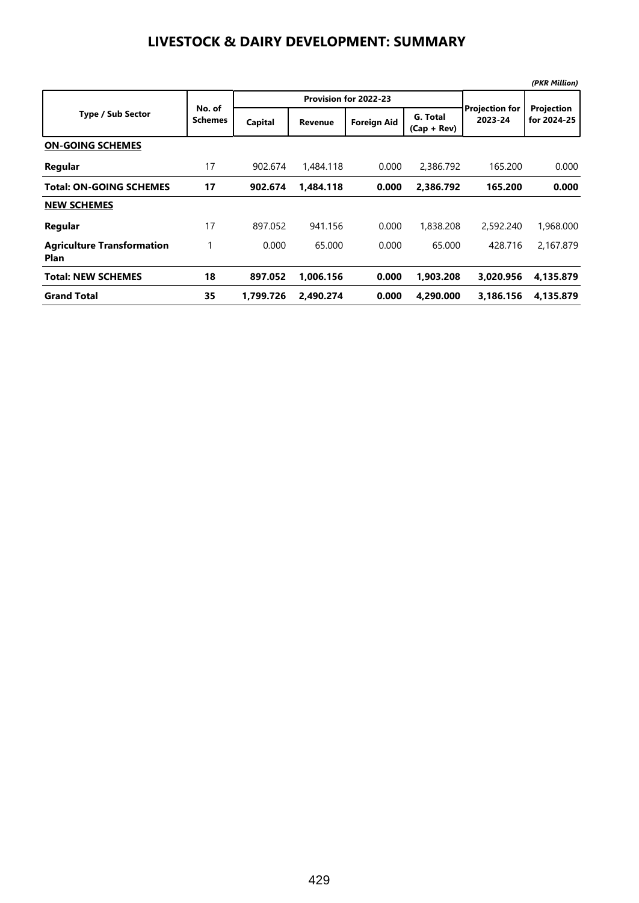# LIVESTOCK & DAIRY DEVELOPMENT: SUMMARY

*(PKR Million)*

| Type / Sub Sector | No. of Schemes | Provision for 2022-23 | | | | Projection for 2023-24 | Projection for 2024-25 |
|---|---|---|---|---|---|---|---|
| | | Capital | Revenue | Foreign Aid | G. Total (Cap + Rev) | | |
| **ON-GOING SCHEMES** | | | | | | | |
| **Regular** | 17 | 902.674 | 1,484.118 | 0.000 | 2,386.792 | 165.200 | 0.000 |
| **Total: ON-GOING SCHEMES** | **17** | **902.674** | **1,484.118** | **0.000** | **2,386.792** | **165.200** | **0.000** |
| **NEW SCHEMES** | | | | | | | |
| **Regular** | 17 | 897.052 | 941.156 | 0.000 | 1,838.208 | 2,592.240 | 1,968.000 |
| **Agriculture Transformation Plan** | 1 | 0.000 | 65.000 | 0.000 | 65.000 | 428.716 | 2,167.879 |
| **Total: NEW SCHEMES** | **18** | **897.052** | **1,006.156** | **0.000** | **1,903.208** | **3,020.956** | **4,135.879** |
| **Grand Total** | **35** | **1,799.726** | **2,490.274** | **0.000** | **4,290.000** | **3,186.156** | **4,135.879** |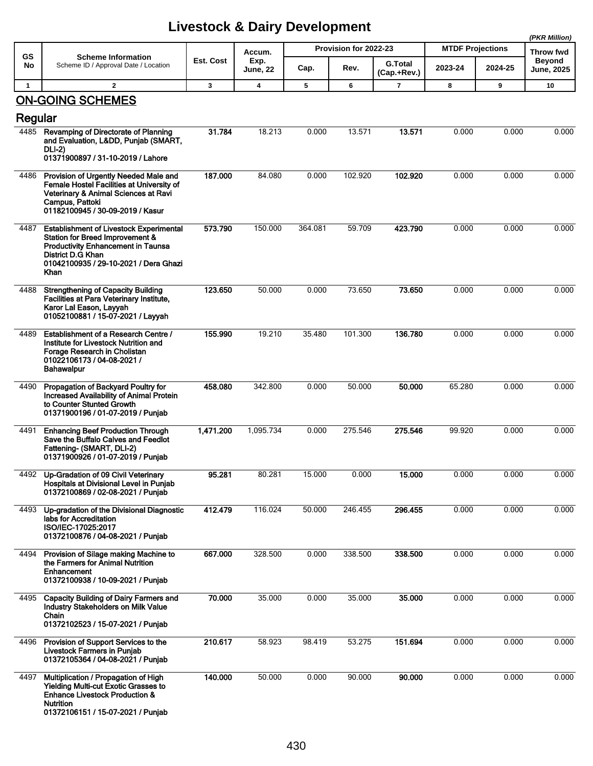# Livestock & Dairy Development

*(PKR Million)*

| GS No | Scheme Information<br>Scheme ID / Approval Date / Location | Est. Cost | Accum. Exp. June, 22 | Provision for 2022-23 | | | MTDF Projections | | Throw fwd Beyond June, 2025 |
|---|---|---|---|---|---|---|---|---|---|
| | | | | Cap. | Rev. | G.Total (Cap.+Rev.) | 2023-24 | 2024-25 | |
| 1 | 2 | 3 | 4 | 5 | 6 | 7 | 8 | 9 | 10 |

## ON-GOING SCHEMES

### Regular

| GS No | Scheme Information | Est. Cost | Accum. Exp. June, 22 | Cap. | Rev. | G.Total (Cap.+Rev.) | 2023-24 | 2024-25 | Throw fwd Beyond June, 2025 |
|---|---|---|---|---|---|---|---|---|---|
| 4485 | **Revamping of Directorate of Planning and Evaluation, L&DD, Punjab (SMART, DLI-2)**<br>**01371900897 / 31-10-2019 / Lahore** | **31.784** | 18.213 | 0.000 | 13.571 | **13.571** | 0.000 | 0.000 | 0.000 |
| 4486 | **Provision of Urgently Needed Male and Female Hostel Facilities at University of Veterinary & Animal Sciences at Ravi Campus, Pattoki**<br>**01182100945 / 30-09-2019 / Kasur** | **187.000** | 84.080 | 0.000 | 102.920 | **102.920** | 0.000 | 0.000 | 0.000 |
| 4487 | **Establishment of Livestock Experimental Station for Breed Improvement & Productivity Enhancement in Taunsa District D.G Khan**<br>**01042100935 / 29-10-2021 / Dera Ghazi Khan** | **573.790** | 150.000 | 364.081 | 59.709 | **423.790** | 0.000 | 0.000 | 0.000 |
| 4488 | **Strengthening of Capacity Building Facilities at Para Veterinary Institute, Karor Lal Eason, Layyah**<br>**01052100881 / 15-07-2021 / Layyah** | **123.650** | 50.000 | 0.000 | 73.650 | **73.650** | 0.000 | 0.000 | 0.000 |
| 4489 | **Establishment of a Research Centre / Institute for Livestock Nutrition and Forage Research in Cholistan**<br>**01022106173 / 04-08-2021 / Bahawalpur** | **155.990** | 19.210 | 35.480 | 101.300 | **136.780** | 0.000 | 0.000 | 0.000 |
| 4490 | **Propagation of Backyard Poultry for Increased Availability of Animal Protein to Counter Stunted Growth**<br>**01371900196 / 01-07-2019 / Punjab** | **458.080** | 342.800 | 0.000 | 50.000 | **50.000** | 65.280 | 0.000 | 0.000 |
| 4491 | **Enhancing Beef Production Through Save the Buffalo Calves and Feedlot Fattening- (SMART, DLI-2)**<br>**01371900926 / 01-07-2019 / Punjab** | **1,471.200** | 1,095.734 | 0.000 | 275.546 | **275.546** | 99.920 | 0.000 | 0.000 |
| 4492 | **Up-Gradation of 09 Civil Veterinary Hospitals at Divisional Level in Punjab**<br>**01372100869 / 02-08-2021 / Punjab** | **95.281** | 80.281 | 15.000 | 0.000 | **15.000** | 0.000 | 0.000 | 0.000 |
| 4493 | **Up-gradation of the Divisional Diagnostic labs for Accreditation ISO/IEC-17025:2017**<br>**01372100876 / 04-08-2021 / Punjab** | **412.479** | 116.024 | 50.000 | 246.455 | **296.455** | 0.000 | 0.000 | 0.000 |
| 4494 | **Provision of Silage making Machine to the Farmers for Animal Nutrition Enhancement**<br>**01372100938 / 10-09-2021 / Punjab** | **667.000** | 328.500 | 0.000 | 338.500 | **338.500** | 0.000 | 0.000 | 0.000 |
| 4495 | **Capacity Building of Dairy Farmers and Industry Stakeholders on Milk Value Chain**<br>**01372102523 / 15-07-2021 / Punjab** | **70.000** | 35.000 | 0.000 | 35.000 | **35.000** | 0.000 | 0.000 | 0.000 |
| 4496 | **Provision of Support Services to the Livestock Farmers in Punjab**<br>**01372105364 / 04-08-2021 / Punjab** | **210.617** | 58.923 | 98.419 | 53.275 | **151.694** | 0.000 | 0.000 | 0.000 |
| 4497 | **Multiplication / Propagation of High Yielding Multi-cut Exotic Grasses to Enhance Livestock Production & Nutrition**<br>**01372106151 / 15-07-2021 / Punjab** | **140.000** | 50.000 | 0.000 | 90.000 | **90.000** | 0.000 | 0.000 | 0.000 |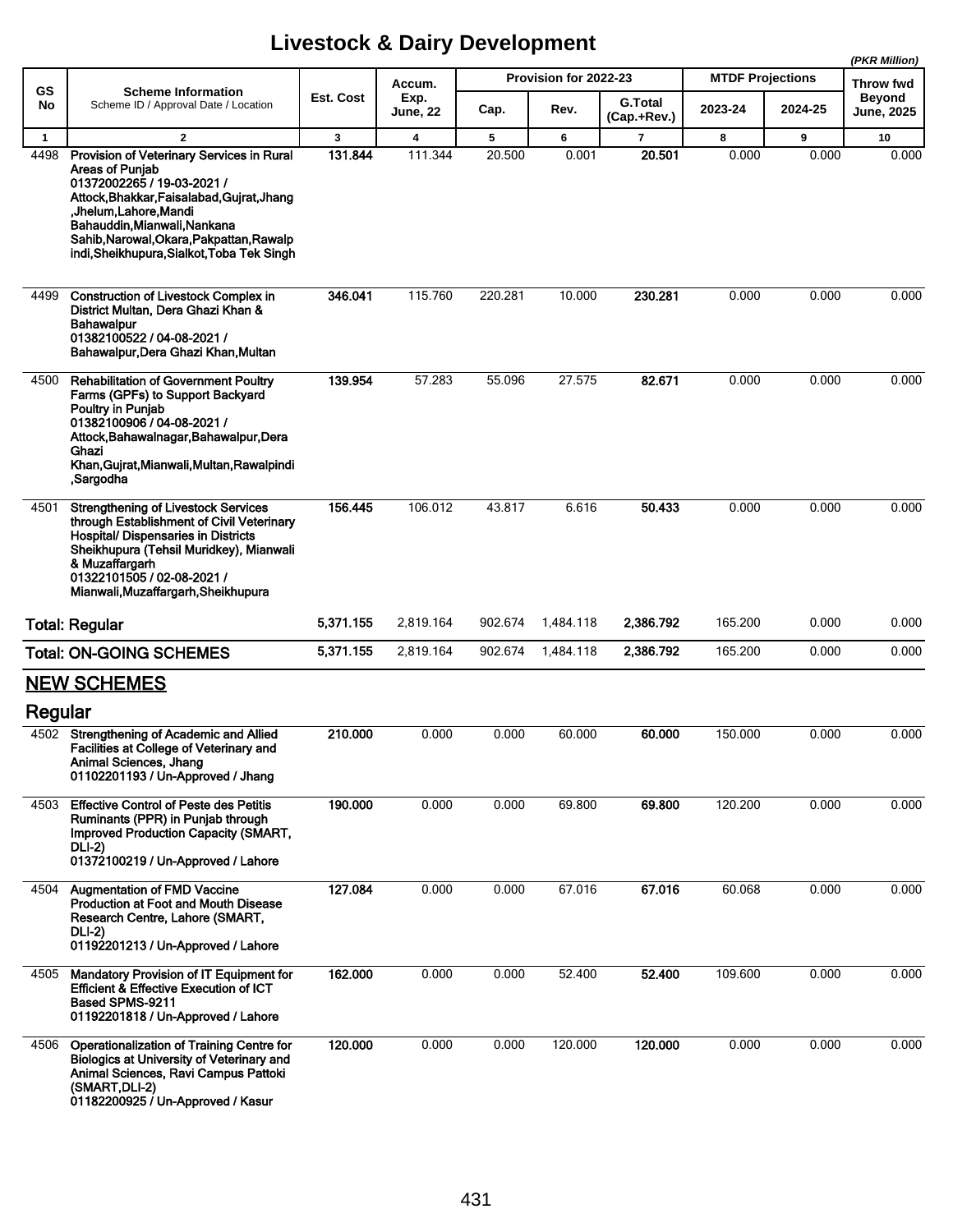# Livestock & Dairy Development

*(PKR Million)*

| GS No | Scheme Information<br>Scheme ID / Approval Date / Location | Est. Cost | Accum. Exp. June, 22 | Provision for 2022-23 | | | MTDF Projections | | Throw fwd Beyond June, 2025 |
|---|---|---|---|---|---|---|---|---|---|
| | | | | Cap. | Rev. | G.Total (Cap.+Rev.) | 2023-24 | 2024-25 | |
| 1 | 2 | 3 | 4 | 5 | 6 | 7 | 8 | 9 | 10 |
| 4498 | **Provision of Veterinary Services in Rural Areas of Punjab**<br>**01372002265 / 19-03-2021 / Attock,Bhakkar,Faisalabad,Gujrat,Jhang ,Jhelum,Lahore,Mandi Bahauddin,Mianwali,Nankana Sahib,Narowal,Okara,Pakpattan,Rawalp indi,Sheikhupura,Sialkot,Toba Tek Singh** | **131.844** | 111.344 | 20.500 | 0.001 | **20.501** | 0.000 | 0.000 | 0.000 |
| 4499 | **Construction of Livestock Complex in District Multan, Dera Ghazi Khan & Bahawalpur**<br>**01382100522 / 04-08-2021 / Bahawalpur,Dera Ghazi Khan,Multan** | **346.041** | 115.760 | 220.281 | 10.000 | **230.281** | 0.000 | 0.000 | 0.000 |
| 4500 | **Rehabilitation of Government Poultry Farms (GPFs) to Support Backyard Poultry in Punjab**<br>**01382100906 / 04-08-2021 / Attock,Bahawalnagar,Bahawalpur,Dera Ghazi Khan,Gujrat,Mianwali,Multan,Rawalpindi ,Sargodha** | **139.954** | 57.283 | 55.096 | 27.575 | **82.671** | 0.000 | 0.000 | 0.000 |
| 4501 | **Strengthening of Livestock Services through Establishment of Civil Veterinary Hospital/ Dispensaries in Districts Sheikhupura (Tehsil Muridkey), Mianwali & Muzaffargarh**<br>**01322101505 / 02-08-2021 / Mianwali,Muzaffargarh,Sheikhupura** | **156.445** | 106.012 | 43.817 | 6.616 | **50.433** | 0.000 | 0.000 | 0.000 |
| | **Total: Regular** | **5,371.155** | 2,819.164 | 902.674 | 1,484.118 | **2,386.792** | 165.200 | 0.000 | 0.000 |
| | **Total: ON-GOING SCHEMES** | **5,371.155** | 2,819.164 | 902.674 | 1,484.118 | **2,386.792** | 165.200 | 0.000 | 0.000 |

## NEW SCHEMES

### Regular

| GS No | Scheme Information<br>Scheme ID / Approval Date / Location | Est. Cost | Accum. Exp. June, 22 | Cap. | Rev. | G.Total (Cap.+Rev.) | 2023-24 | 2024-25 | Throw fwd Beyond June, 2025 |
|---|---|---|---|---|---|---|---|---|---|
| 4502 | **Strengthening of Academic and Allied Facilities at College of Veterinary and Animal Sciences, Jhang**<br>**01102201193 / Un-Approved / Jhang** | **210.000** | 0.000 | 0.000 | 60.000 | **60.000** | 150.000 | 0.000 | 0.000 |
| 4503 | **Effective Control of Peste des Petitis Ruminants (PPR) in Punjab through Improved Production Capacity (SMART, DLI-2)**<br>**01372100219 / Un-Approved / Lahore** | **190.000** | 0.000 | 0.000 | 69.800 | **69.800** | 120.200 | 0.000 | 0.000 |
| 4504 | **Augmentation of FMD Vaccine Production at Foot and Mouth Disease Research Centre, Lahore (SMART, DLI-2)**<br>**01192201213 / Un-Approved / Lahore** | **127.084** | 0.000 | 0.000 | 67.016 | **67.016** | 60.068 | 0.000 | 0.000 |
| 4505 | **Mandatory Provision of IT Equipment for Efficient & Effective Execution of ICT Based SPMS-9211**<br>**01192201818 / Un-Approved / Lahore** | **162.000** | 0.000 | 0.000 | 52.400 | **52.400** | 109.600 | 0.000 | 0.000 |
| 4506 | **Operationalization of Training Centre for Biologics at University of Veterinary and Animal Sciences, Ravi Campus Pattoki (SMART,DLI-2)**<br>**01182200925 / Un-Approved / Kasur** | **120.000** | 0.000 | 0.000 | 120.000 | **120.000** | 0.000 | 0.000 | 0.000 |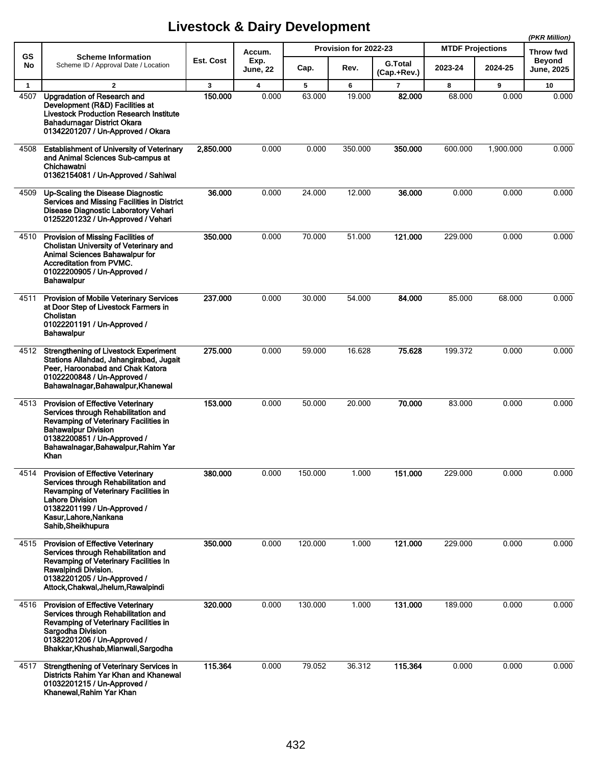# Livestock & Dairy Development

*(PKR Million)*

| GS No | Scheme Information<br>Scheme ID / Approval Date / Location | Est. Cost | Accum. Exp. June, 22 | Provision for 2022-23 | | | MTDF Projections | | Throw fwd Beyond June, 2025 |
|---|---|---|---|---|---|---|---|---|---|
| | | | | Cap. | Rev. | G.Total (Cap.+Rev.) | 2023-24 | 2024-25 | |
| 1 | 2 | 3 | 4 | 5 | 6 | 7 | 8 | 9 | 10 |
| 4507 | **Upgradation of Research and Development (R&D) Facilities at Livestock Production Research Institute Bahadurnagar District Okara**<br>**01342201207 / Un-Approved / Okara** | **150.000** | 0.000 | 63.000 | 19.000 | **82.000** | 68.000 | 0.000 | 0.000 |
| 4508 | **Establishment of University of Veterinary and Animal Sciences Sub-campus at Chichawatni**<br>**01362154081 / Un-Approved / Sahiwal** | **2,850.000** | 0.000 | 0.000 | 350.000 | **350.000** | 600.000 | 1,900.000 | 0.000 |
| 4509 | **Up-Scaling the Disease Diagnostic Services and Missing Facilities in District Disease Diagnostic Laboratory Vehari**<br>**01252201232 / Un-Approved / Vehari** | **36.000** | 0.000 | 24.000 | 12.000 | **36.000** | 0.000 | 0.000 | 0.000 |
| 4510 | **Provision of Missing Facilities of Cholistan University of Veterinary and Animal Sciences Bahawalpur for Accreditation from PVMC.**<br>**01022200905 / Un-Approved / Bahawalpur** | **350.000** | 0.000 | 70.000 | 51.000 | **121.000** | 229.000 | 0.000 | 0.000 |
| 4511 | **Provision of Mobile Veterinary Services at Door Step of Livestock Farmers in Cholistan**<br>**01022201191 / Un-Approved / Bahawalpur** | **237.000** | 0.000 | 30.000 | 54.000 | **84.000** | 85.000 | 68.000 | 0.000 |
| 4512 | **Strengthening of Livestock Experiment Stations Allahdad, Jahangirabad, Jugait Peer, Haroonabad and Chak Katora**<br>**01022200848 / Un-Approved / Bahawalnagar,Bahawalpur,Khanewal** | **275.000** | 0.000 | 59.000 | 16.628 | **75.628** | 199.372 | 0.000 | 0.000 |
| 4513 | **Provision of Effective Veterinary Services through Rehabilitation and Revamping of Veterinary Facilities in Bahawalpur Division**<br>**01382200851 / Un-Approved / Bahawalnagar,Bahawalpur,Rahim Yar Khan** | **153.000** | 0.000 | 50.000 | 20.000 | **70.000** | 83.000 | 0.000 | 0.000 |
| 4514 | **Provision of Effective Veterinary Services through Rehabilitation and Revamping of Veterinary Facilities in Lahore Division**<br>**01382201199 / Un-Approved / Kasur,Lahore,Nankana Sahib,Sheikhupura** | **380.000** | 0.000 | 150.000 | 1.000 | **151.000** | 229.000 | 0.000 | 0.000 |
| 4515 | **Provision of Effective Veterinary Services through Rehabilitation and Revamping of Veterinary Facilities In Rawalpindi Division.**<br>**01382201205 / Un-Approved / Attock,Chakwal,Jhelum,Rawalpindi** | **350.000** | 0.000 | 120.000 | 1.000 | **121.000** | 229.000 | 0.000 | 0.000 |
| 4516 | **Provision of Effective Veterinary Services through Rehabilitation and Revamping of Veterinary Facilities in Sargodha Division**<br>**01382201206 / Un-Approved / Bhakkar,Khushab,Mianwali,Sargodha** | **320.000** | 0.000 | 130.000 | 1.000 | **131.000** | 189.000 | 0.000 | 0.000 |
| 4517 | **Strengthening of Veterinary Services in Districts Rahim Yar Khan and Khanewal**<br>**01032201215 / Un-Approved / Khanewal,Rahim Yar Khan** | **115.364** | 0.000 | 79.052 | 36.312 | **115.364** | 0.000 | 0.000 | 0.000 |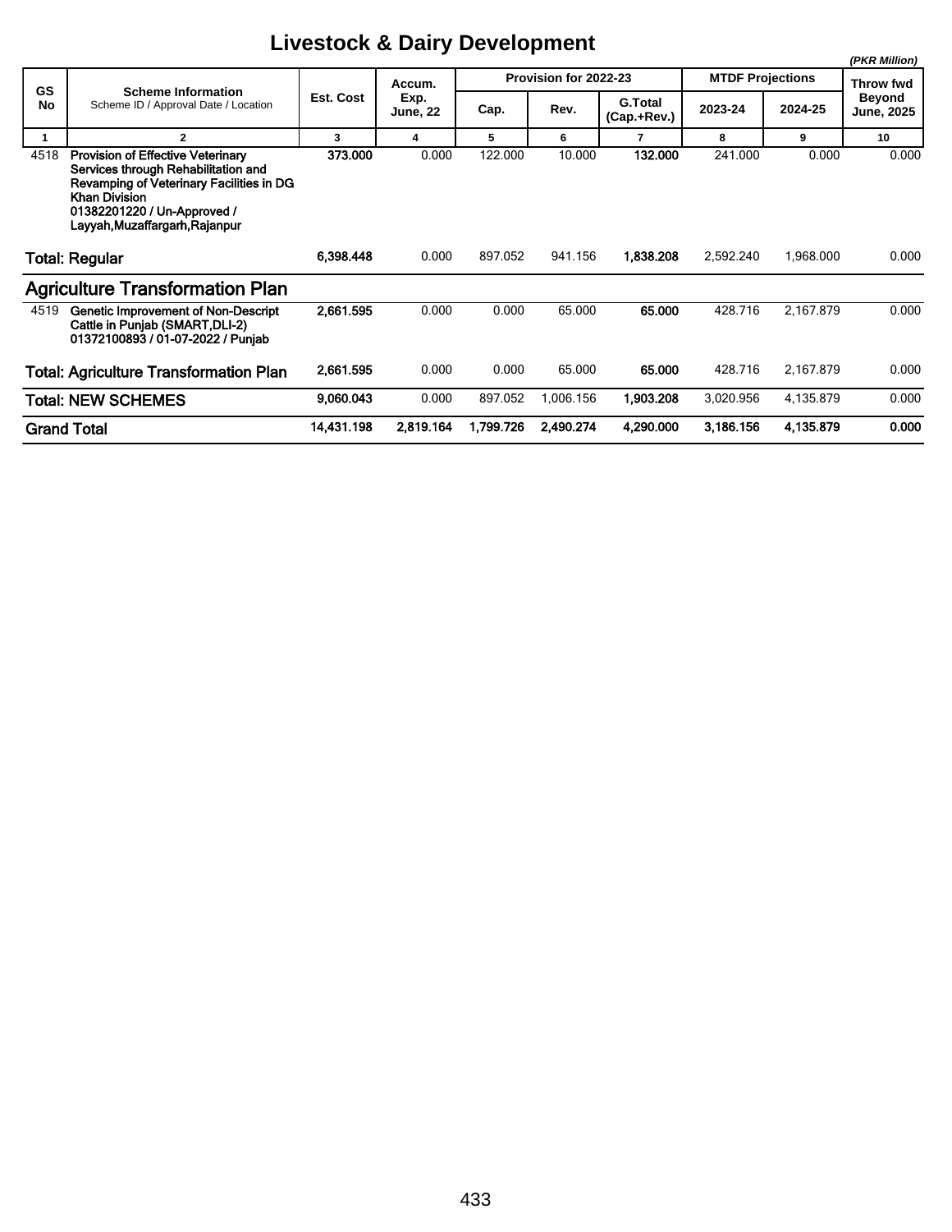# Livestock & Dairy Development

*(PKR Million)*

| GS No | Scheme Information<br>Scheme ID / Approval Date / Location | Est. Cost | Accum. Exp. June, 22 | Provision for 2022-23 | | | MTDF Projections | | Throw fwd Beyond June, 2025 |
|---|---|---|---|---|---|---|---|---|---|
| | | | | Cap. | Rev. | G.Total (Cap.+Rev.) | 2023-24 | 2024-25 | |
| 1 | 2 | 3 | 4 | 5 | 6 | 7 | 8 | 9 | 10 |
| 4518 | **Provision of Effective Veterinary Services through Rehabilitation and Revamping of Veterinary Facilities in DG Khan Division**<br>**01382201220 / Un-Approved / Layyah,Muzaffargarh,Rajanpur** | **373.000** | 0.000 | 122.000 | 10.000 | **132.000** | 241.000 | 0.000 | 0.000 |
| **Total: Regular** | | **6,398.448** | 0.000 | 897.052 | 941.156 | **1,838.208** | 2,592.240 | 1,968.000 | 0.000 |
| **Agriculture Transformation Plan** | | | | | | | | | |
| 4519 | **Genetic Improvement of Non-Descript Cattle in Punjab (SMART,DLI-2)**<br>**01372100893 / 01-07-2022 / Punjab** | **2,661.595** | 0.000 | 0.000 | 65.000 | **65.000** | 428.716 | 2,167.879 | 0.000 |
| **Total: Agriculture Transformation Plan** | | **2,661.595** | 0.000 | 0.000 | 65.000 | **65.000** | 428.716 | 2,167.879 | 0.000 |
| **Total: NEW SCHEMES** | | **9,060.043** | 0.000 | 897.052 | 1,006.156 | **1,903.208** | 3,020.956 | 4,135.879 | 0.000 |
| **Grand Total** | | **14,431.198** | **2,819.164** | **1,799.726** | **2,490.274** | **4,290.000** | **3,186.156** | **4,135.879** | **0.000** |